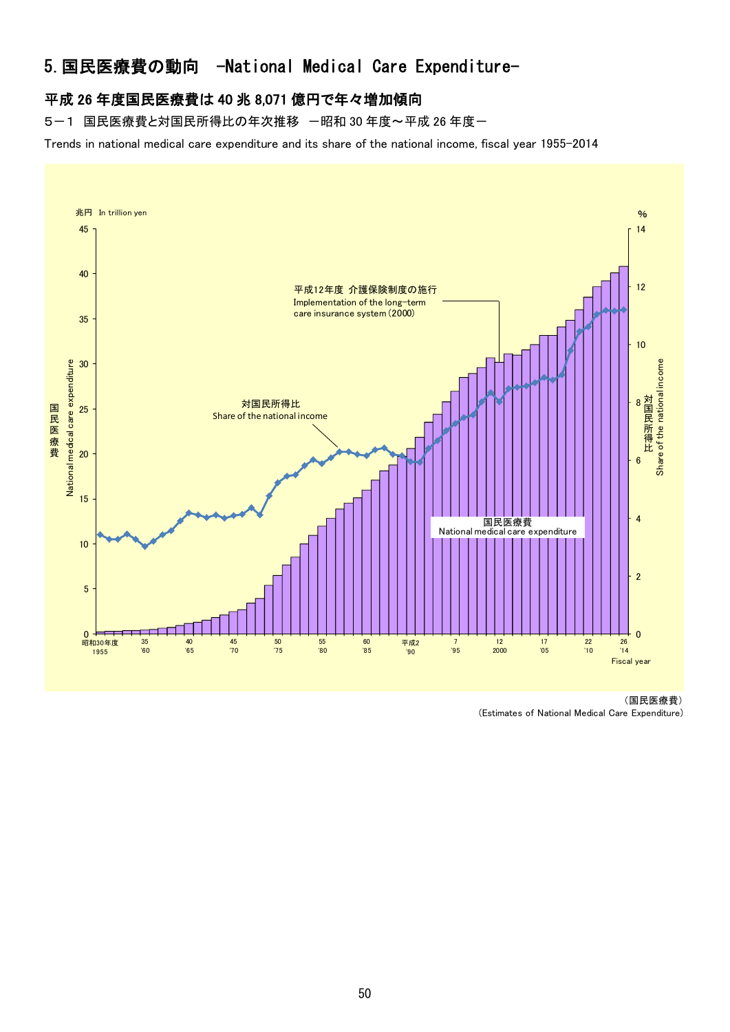# 5. 国民医療費の動向　-National Medical Care Expenditure-

## 平成 26 年度国民医療費は 40 兆 8,071 億円で年々増加傾向

5－1　国民医療費と対国民所得比の年次推移　－昭和 30 年度～平成 26 年度－

Trends in national medical care expenditure and its share of the national income, fiscal year 1955-2014

兆円 In trillion yen

%

平成12年度 介護保険制度の施行
Implementation of the long-term care insurance system (2000)

対国民所得比
Share of the national income

国民医療費
National medical care expenditure

国民医療費 National medical care expenditure

対国民所得比 Share of the national income

昭和30年度 1955, 35 '60, 40 '65, 45 '70, 50 '75, 55 '80, 60 '85, 平成2 '90, 7 '95, 12 2000, 17 '05, 22 '10, 26 '14

Fiscal year

（国民医療費）
(Estimates of National Medical Care Expenditure)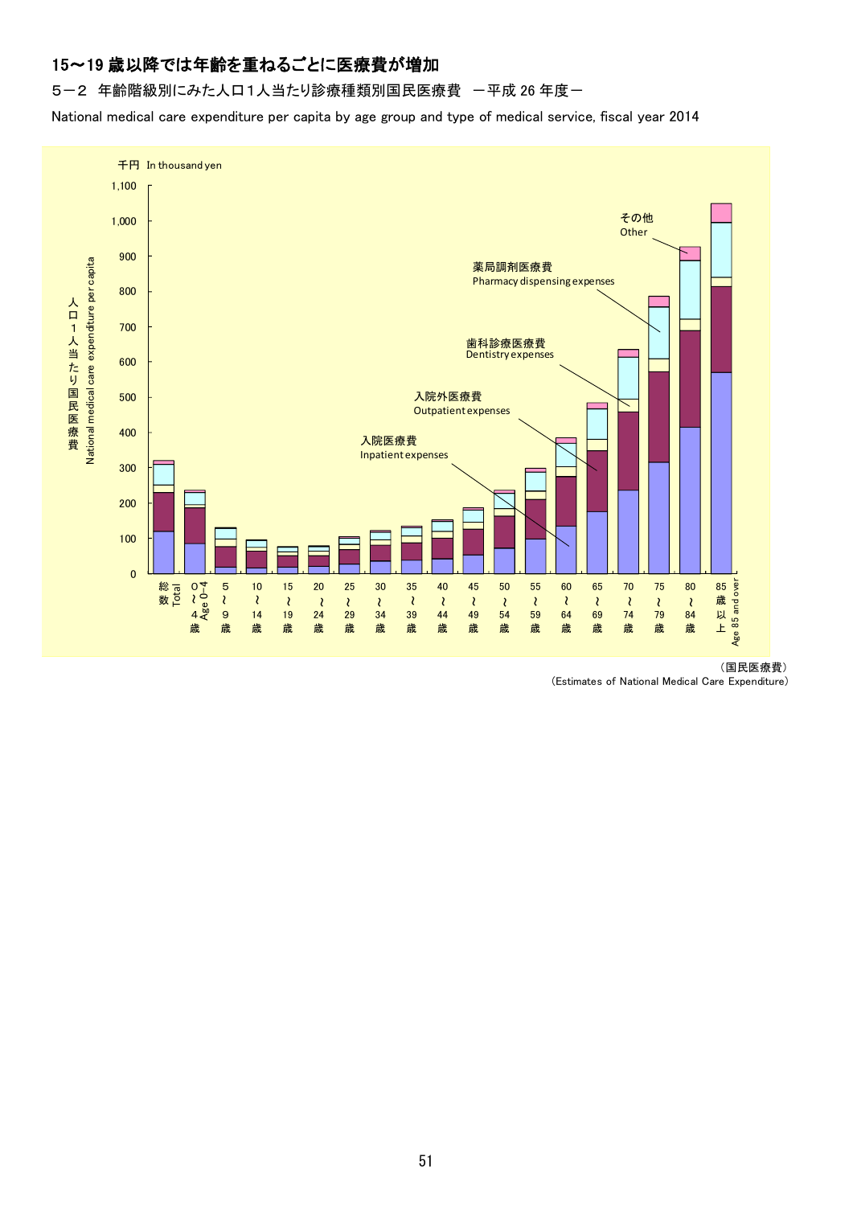## 15～19 歳以降では年齢を重ねるごとに医療費が増加

５－２ 年齢階級別にみた人口１人当たり診療種類別国民医療費 －平成 26 年度－

National medical care expenditure per capita by age group and type of medical service, fiscal year 2014

千円 In thousand yen

人口１人当たり国民医療費 National medical care expenditure per capita

凡例：入院医療費 Inpatient expenses／入院外医療費 Outpatient expenses／歯科診療医療費 Dentistry expenses／薬局調剤医療費 Pharmacy dispensing expenses／その他 Other

横軸：総数 Total、０～４歳 Age 0-4、５～９歳、10～14歳、15～19歳、20～24歳、25～29歳、30～34歳、35～39歳、40～44歳、45～49歳、50～54歳、55～59歳、60～64歳、65～69歳、70～74歳、75～79歳、80～84歳、85歳以上 Age 85 and over

（国民医療費）
(Estimates of National Medical Care Expenditure)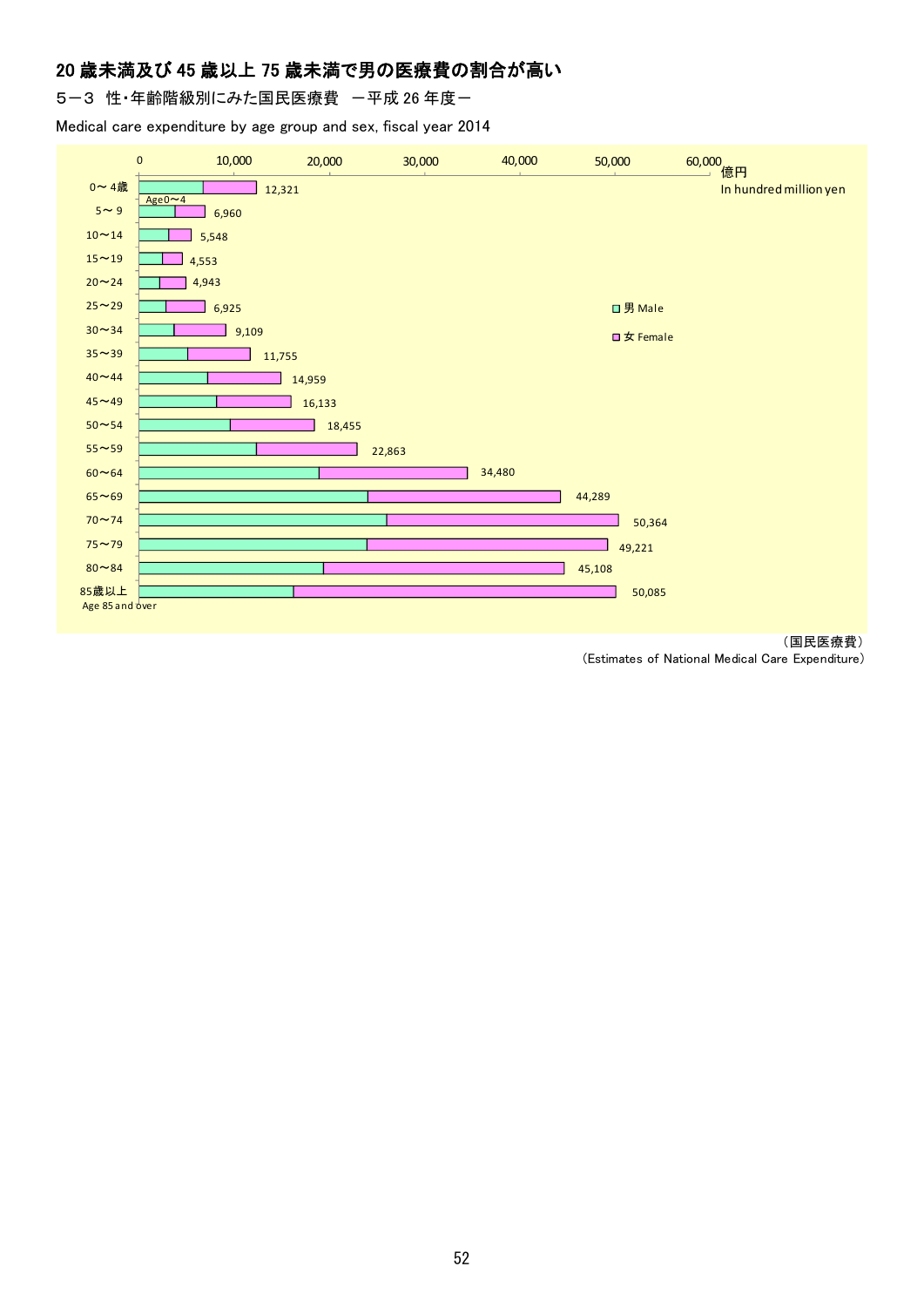## 20 歳未満及び 45 歳以上 75 歳未満で男の医療費の割合が高い

5－3 性・年齢階級別にみた国民医療費 －平成 26 年度－

Medical care expenditure by age group and sex, fiscal year 2014

| 年齢階級 Age | 総数（億円） In hundred million yen |
|---|---|
| 0～ 4歳 Age0～4 | 12,321 |
| 5～ 9 | 6,960 |
| 10～14 | 5,548 |
| 15～19 | 4,553 |
| 20～24 | 4,943 |
| 25～29 | 6,925 |
| 30～34 | 9,109 |
| 35～39 | 11,755 |
| 40～44 | 14,959 |
| 45～49 | 16,133 |
| 50～54 | 18,455 |
| 55～59 | 22,863 |
| 60～64 | 34,480 |
| 65～69 | 44,289 |
| 70～74 | 50,364 |
| 75～79 | 49,221 |
| 80～84 | 45,108 |
| 85歳以上 Age 85 and over | 50,085 |

□ 男 Male　□ 女 Female

（国民医療費）
(Estimates of National Medical Care Expenditure)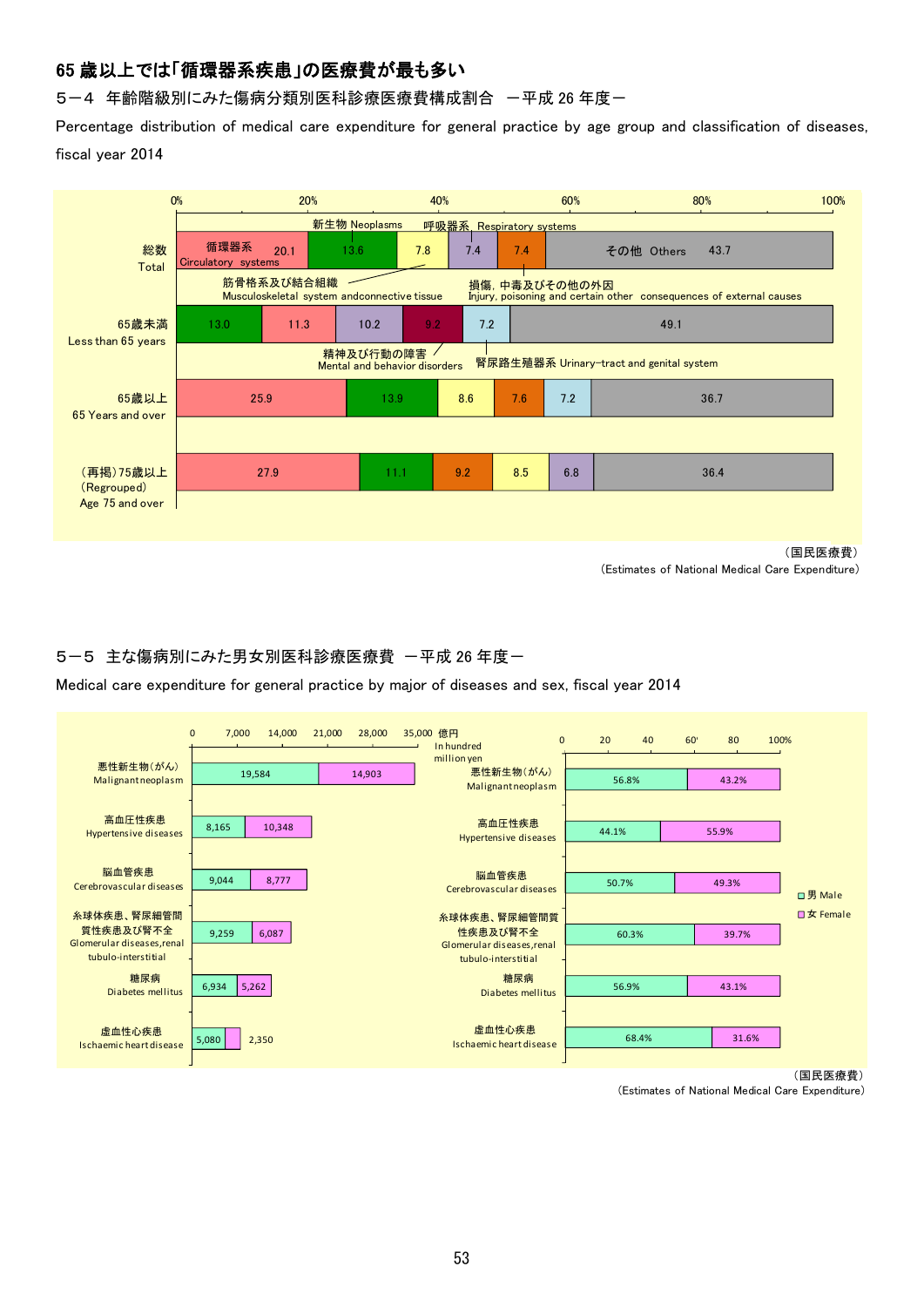## 65 歳以上では「循環器系疾患」の医療費が最も多い

### 5－4 年齢階級別にみた傷病分類別医科診療医療費構成割合 －平成 26 年度－

Percentage distribution of medical care expenditure for general practice by age group and classification of diseases, fiscal year 2014

0%
20%
40%
60%
80%
100%

総数
Total

循環器系 Circulatory systems 20.1
新生物 Neoplasms 13.6
7.8
呼吸器系 Respiratory systems 7.4
7.4
その他 Others 43.7

筋骨格系及び結合組織 Musculoskeletal system andconnective tissue
損傷，中毒及びその他の外因 Injury, poisoning and certain other consequences of external causes

65歳未満
Less than 65 years

13.0
11.3
10.2
9.2
7.2
49.1

精神及び行動の障害 Mental and behavior disorders
腎尿路生殖器系 Urinary-tract and genital system

65歳以上
65 Years and over

25.9
13.9
8.6
7.6
7.2
36.7

（再掲）75歳以上
（Regrouped）
Age 75 and over

27.9
11.1
9.2
8.5
6.8
36.4

（国民医療費）
(Estimates of National Medical Care Expenditure)

### 5－5 主な傷病別にみた男女別医科診療医療費 －平成 26 年度－

Medical care expenditure for general practice by major of diseases and sex, fiscal year 2014

0
7,000
14,000
21,000
28,000
35,000 億円
In hundred million yen

悪性新生物（がん） Malignantneoplasm: 19,584 / 14,903
高血圧性疾患 Hypertensive diseases: 8,165 / 10,348
脳血管疾患 Cerebrovascular diseases: 9,044 / 8,777
糸球体疾患、腎尿細管間質性疾患及び腎不全 Glomerular diseases,renal tubulo-interstitial: 9,259 / 6,087
糖尿病 Diabetes mellitus: 6,934 / 5,262
虚血性心疾患 Ischaemic heart disease: 5,080 / 2,350

0
20
40
60
80
100%

悪性新生物（がん） Malignantneoplasm: 56.8% / 43.2%
高血圧性疾患 Hypertensive diseases: 44.1% / 55.9%
脳血管疾患 Cerebrovascular diseases: 50.7% / 49.3%
糸球体疾患、腎尿細管間質性疾患及び腎不全 Glomerular diseases,renal tubulo-interstitial: 60.3% / 39.7%
糖尿病 Diabetes mellitus: 56.9% / 43.1%
虚血性心疾患 Ischaemic heart disease: 68.4% / 31.6%

男 Male
女 Female

（国民医療費）
(Estimates of National Medical Care Expenditure)